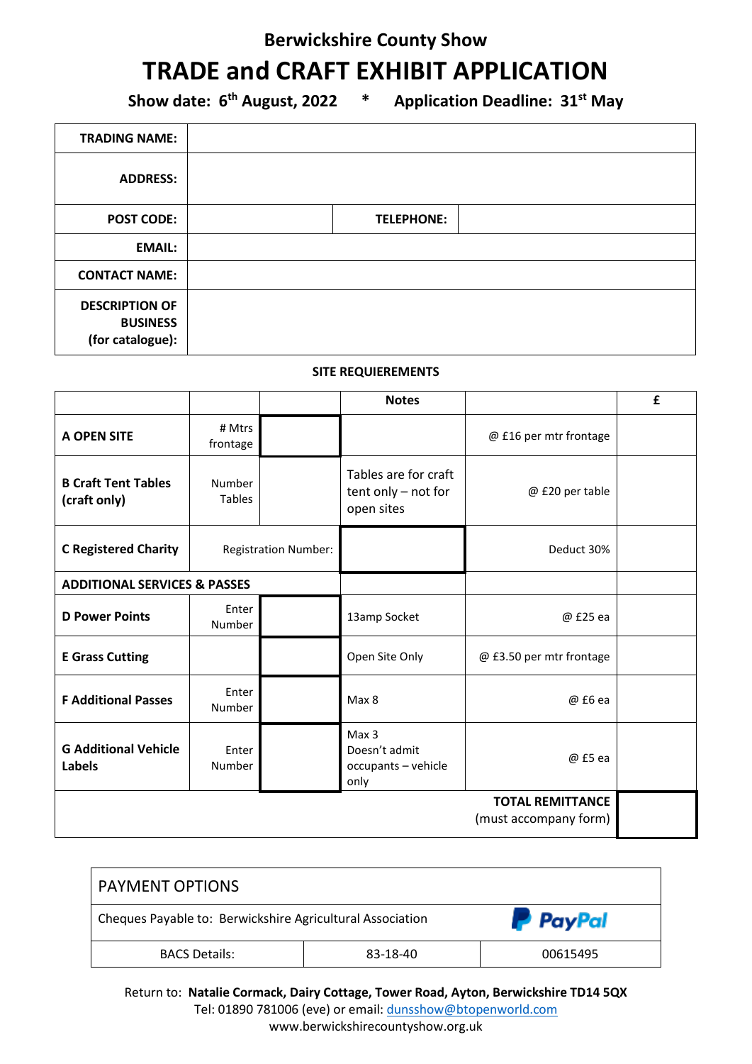## Berwickshire County Show

# TRADE and CRAFT EXHIBIT APPLICATION

**Show date: 6th August, 2022 * Application Deadline: 31st May**

| | | | |
|---|---|---|---|
| **TRADING NAME:** | | | |
| **ADDRESS:** | | | |
| **POST CODE:** | | **TELEPHONE:** | |
| **EMAIL:** | | | |
| **CONTACT NAME:** | | | |
| **DESCRIPTION OF BUSINESS (for catalogue):** | | | |

**SITE REQUIEREMENTS**

| | | | Notes | | £ |
|---|---|---|---|---|---|
| **A OPEN SITE** | # Mtrs frontage | | | @ £16 per mtr frontage | |
| **B Craft Tent Tables (craft only)** | Number Tables | | Tables are for craft tent only – not for open sites | @ £20 per table | |
| **C Registered Charity** | Registration Number: | | | Deduct 30% | |
| **ADDITIONAL SERVICES & PASSES** | | | | | |
| **D Power Points** | Enter Number | | 13amp Socket | @ £25 ea | |
| **E Grass Cutting** | | | Open Site Only | @ £3.50 per mtr frontage | |
| **F Additional Passes** | Enter Number | | Max 8 | @ £6 ea | |
| **G Additional Vehicle Labels** | Enter Number | | Max 3 Doesn't admit occupants – vehicle only | @ £5 ea | |
| | | | | **TOTAL REMITTANCE** (must accompany form) | |

| PAYMENT OPTIONS | | |
|---|---|---|
| Cheques Payable to: Berwickshire Agricultural Association | | PayPal |
| BACS Details: | 83-18-40 | 00615495 |

Return to: **Natalie Cormack, Dairy Cottage, Tower Road, Ayton, Berwickshire TD14 5QX**
Tel: 01890 781006 (eve) or email: dunsshow@btopenworld.com
www.berwickshirecountyshow.org.uk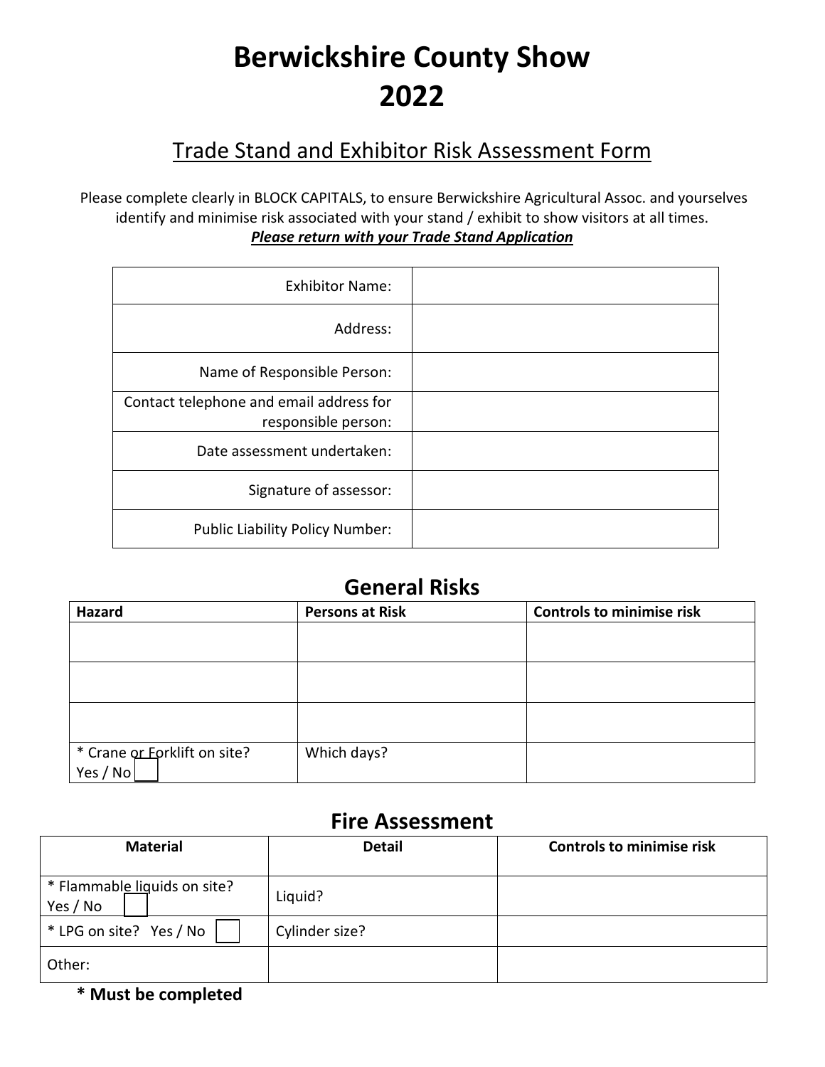# Berwickshire County Show 2022

## Trade Stand and Exhibitor Risk Assessment Form

Please complete clearly in BLOCK CAPITALS, to ensure Berwickshire Agricultural Assoc. and yourselves identify and minimise risk associated with your stand / exhibit to show visitors at all times.

***Please return with your Trade Stand Application***

| | |
|---|---|
| Exhibitor Name: | |
| Address: | |
| Name of Responsible Person: | |
| Contact telephone and email address for responsible person: | |
| Date assessment undertaken: | |
| Signature of assessor: | |
| Public Liability Policy Number: | |

## General Risks

| Hazard | Persons at Risk | Controls to minimise risk |
|---|---|---|
| | | |
| | | |
| | | |
| * Crane or Forklift on site? Yes / No ☐ | Which days? | |

## Fire Assessment

| Material | Detail | Controls to minimise risk |
|---|---|---|
| * Flammable liquids on site? Yes / No ☐ | Liquid? | |
| * LPG on site? Yes / No ☐ | Cylinder size? | |
| Other: | | |

**\* Must be completed**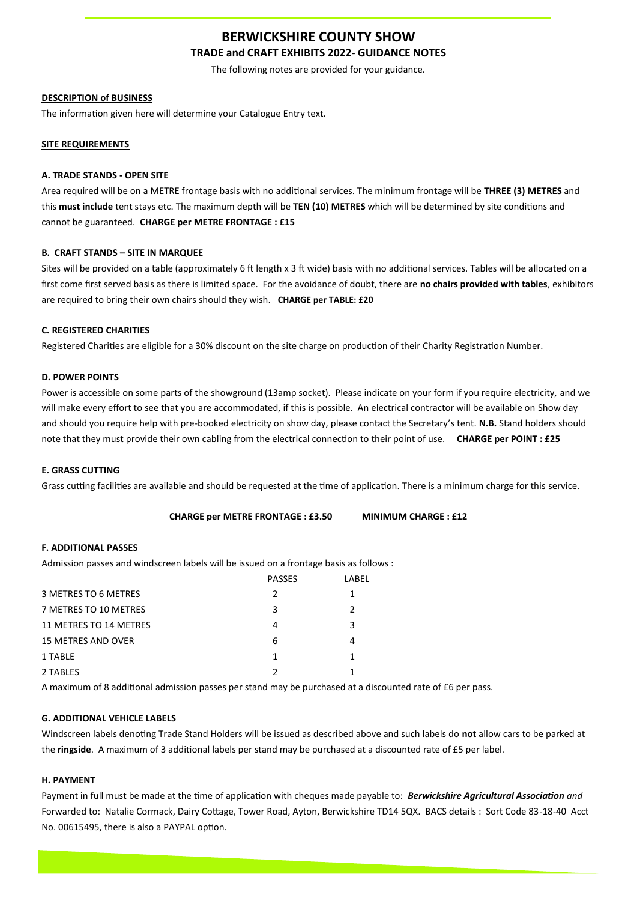# BERWICKSHIRE COUNTY SHOW

## TRADE and CRAFT EXHIBITS 2022- GUIDANCE NOTES

The following notes are provided for your guidance.

**DESCRIPTION of BUSINESS**

The information given here will determine your Catalogue Entry text.

**SITE REQUIREMENTS**

**A. TRADE STANDS - OPEN SITE**

Area required will be on a METRE frontage basis with no additional services. The minimum frontage will be **THREE (3) METRES** and this **must include** tent stays etc. The maximum depth will be **TEN (10) METRES** which will be determined by site conditions and cannot be guaranteed. **CHARGE per METRE FRONTAGE : £15**

**B. CRAFT STANDS – SITE IN MARQUEE**

Sites will be provided on a table (approximately 6 ft length x 3 ft wide) basis with no additional services. Tables will be allocated on a first come first served basis as there is limited space. For the avoidance of doubt, there are **no chairs provided with tables**, exhibitors are required to bring their own chairs should they wish. **CHARGE per TABLE: £20**

**C. REGISTERED CHARITIES**

Registered Charities are eligible for a 30% discount on the site charge on production of their Charity Registration Number.

**D. POWER POINTS**

Power is accessible on some parts of the showground (13amp socket). Please indicate on your form if you require electricity, and we will make every effort to see that you are accommodated, if this is possible. An electrical contractor will be available on Show day and should you require help with pre-booked electricity on show day, please contact the Secretary's tent. **N.B.** Stand holders should note that they must provide their own cabling from the electrical connection to their point of use. **CHARGE per POINT : £25**

**E. GRASS CUTTING**

Grass cutting facilities are available and should be requested at the time of application. There is a minimum charge for this service.

**CHARGE per METRE FRONTAGE : £3.50** **MINIMUM CHARGE : £12**

**F. ADDITIONAL PASSES**

Admission passes and windscreen labels will be issued on a frontage basis as follows :

| | PASSES | LABEL |
|---|---|---|
| 3 METRES TO 6 METRES | 2 | 1 |
| 7 METRES TO 10 METRES | 3 | 2 |
| 11 METRES TO 14 METRES | 4 | 3 |
| 15 METRES AND OVER | 6 | 4 |
| 1 TABLE | 1 | 1 |
| 2 TABLES | 2 | 1 |

A maximum of 8 additional admission passes per stand may be purchased at a discounted rate of £6 per pass.

**G. ADDITIONAL VEHICLE LABELS**

Windscreen labels denoting Trade Stand Holders will be issued as described above and such labels do **not** allow cars to be parked at the **ringside**. A maximum of 3 additional labels per stand may be purchased at a discounted rate of £5 per label.

**H. PAYMENT**

Payment in full must be made at the time of application with cheques made payable to: ***Berwickshire Agricultural Association*** *and* Forwarded to: Natalie Cormack, Dairy Cottage, Tower Road, Ayton, Berwickshire TD14 5QX. BACS details : Sort Code 83-18-40 Acct No. 00615495, there is also a PAYPAL option.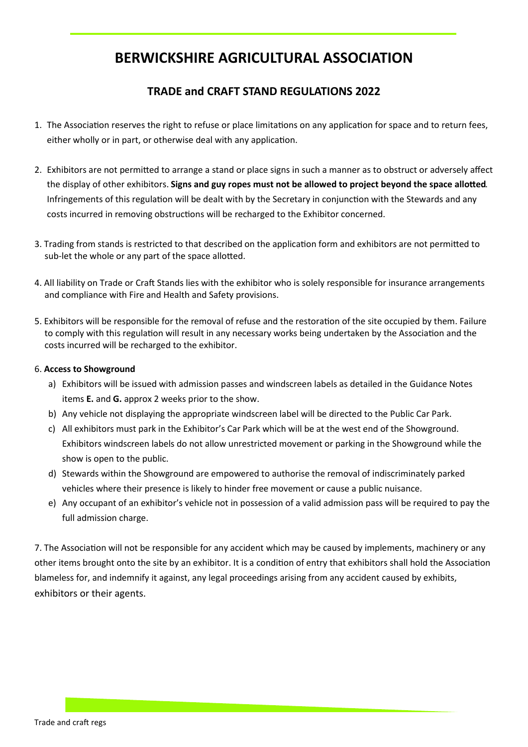# BERWICKSHIRE AGRICULTURAL ASSOCIATION

## TRADE and CRAFT STAND REGULATIONS 2022

1. The Association reserves the right to refuse or place limitations on any application for space and to return fees, either wholly or in part, or otherwise deal with any application.

2. Exhibitors are not permitted to arrange a stand or place signs in such a manner as to obstruct or adversely affect the display of other exhibitors. **Signs and guy ropes must not be allowed to project beyond the space allotted**. Infringements of this regulation will be dealt with by the Secretary in conjunction with the Stewards and any costs incurred in removing obstructions will be recharged to the Exhibitor concerned.

3. Trading from stands is restricted to that described on the application form and exhibitors are not permitted to sub-let the whole or any part of the space allotted.

4. All liability on Trade or Craft Stands lies with the exhibitor who is solely responsible for insurance arrangements and compliance with Fire and Health and Safety provisions.

5. Exhibitors will be responsible for the removal of refuse and the restoration of the site occupied by them. Failure to comply with this regulation will result in any necessary works being undertaken by the Association and the costs incurred will be recharged to the exhibitor.

6. **Access to Showground**
   a) Exhibitors will be issued with admission passes and windscreen labels as detailed in the Guidance Notes items **E.** and **G.** approx 2 weeks prior to the show.
   b) Any vehicle not displaying the appropriate windscreen label will be directed to the Public Car Park.
   c) All exhibitors must park in the Exhibitor's Car Park which will be at the west end of the Showground. Exhibitors windscreen labels do not allow unrestricted movement or parking in the Showground while the show is open to the public.
   d) Stewards within the Showground are empowered to authorise the removal of indiscriminately parked vehicles where their presence is likely to hinder free movement or cause a public nuisance.
   e) Any occupant of an exhibitor's vehicle not in possession of a valid admission pass will be required to pay the full admission charge.

7. The Association will not be responsible for any accident which may be caused by implements, machinery or any other items brought onto the site by an exhibitor. It is a condition of entry that exhibitors shall hold the Association blameless for, and indemnify it against, any legal proceedings arising from any accident caused by exhibits, exhibitors or their agents.